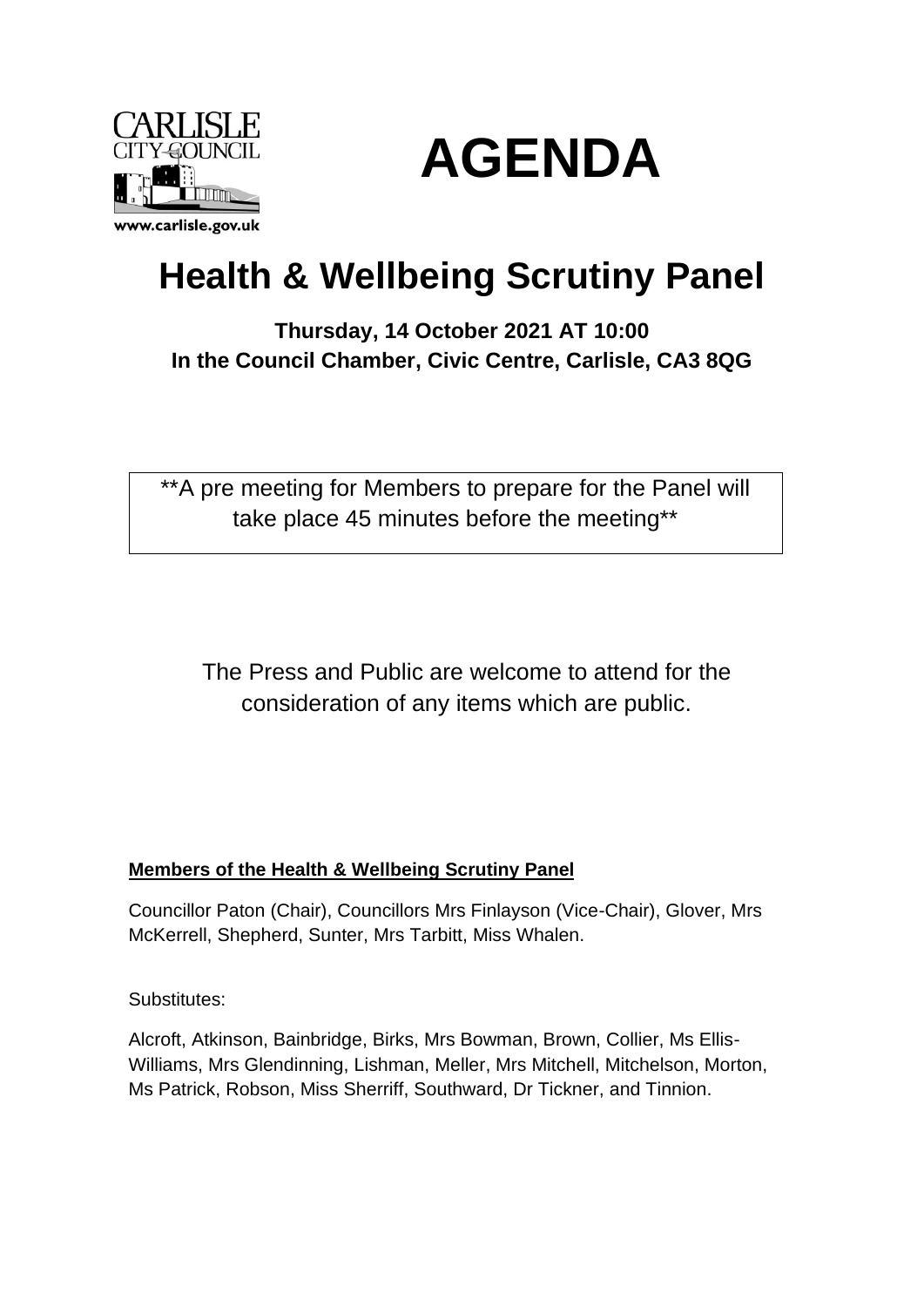CARLISLE CITY COUNCIL

www.carlisle.gov.uk

# AGENDA

# Health & Wellbeing Scrutiny Panel

**Thursday, 14 October 2021 AT 10:00**
**In the Council Chamber, Civic Centre, Carlisle, CA3 8QG**

**A pre meeting for Members to prepare for the Panel will take place 45 minutes before the meeting**

The Press and Public are welcome to attend for the consideration of any items which are public.

**Members of the Health & Wellbeing Scrutiny Panel**

Councillor Paton (Chair), Councillors Mrs Finlayson (Vice-Chair), Glover, Mrs McKerrell, Shepherd, Sunter, Mrs Tarbitt, Miss Whalen.

Substitutes:

Alcroft, Atkinson, Bainbridge, Birks, Mrs Bowman, Brown, Collier, Ms Ellis-Williams, Mrs Glendinning, Lishman, Meller, Mrs Mitchell, Mitchelson, Morton, Ms Patrick, Robson, Miss Sherriff, Southward, Dr Tickner, and Tinnion.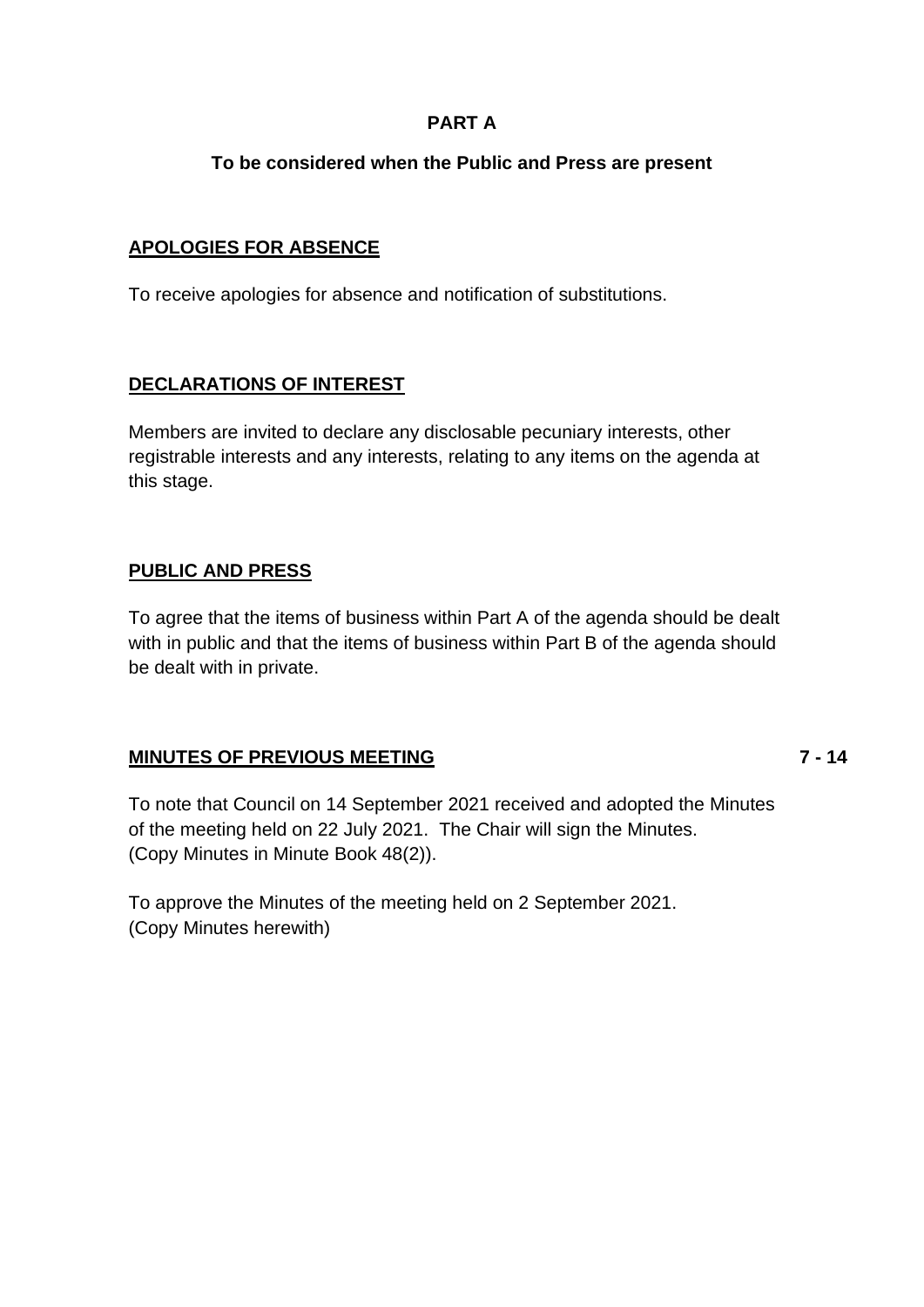**PART A**

**To be considered when the Public and Press are present**

**APOLOGIES FOR ABSENCE**

To receive apologies for absence and notification of substitutions.

**DECLARATIONS OF INTEREST**

Members are invited to declare any disclosable pecuniary interests, other registrable interests and any interests, relating to any items on the agenda at this stage.

**PUBLIC AND PRESS**

To agree that the items of business within Part A of the agenda should be dealt with in public and that the items of business within Part B of the agenda should be dealt with in private.

**MINUTES OF PREVIOUS MEETING** **7 - 14**

To note that Council on 14 September 2021 received and adopted the Minutes of the meeting held on 22 July 2021. The Chair will sign the Minutes. (Copy Minutes in Minute Book 48(2)).

To approve the Minutes of the meeting held on 2 September 2021. (Copy Minutes herewith)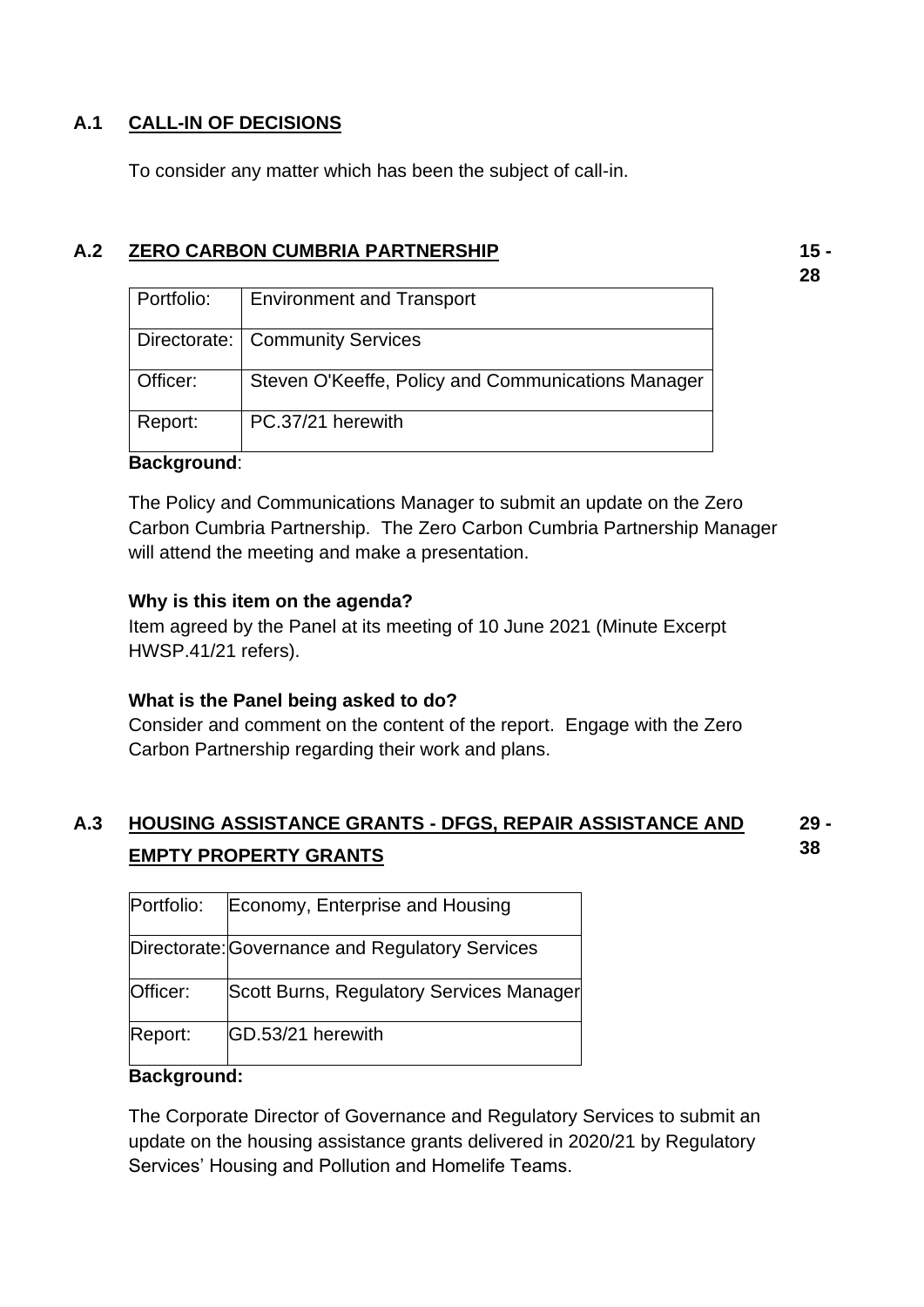### A.1 CALL-IN OF DECISIONS

To consider any matter which has been the subject of call-in.

### A.2 ZERO CARBON CUMBRIA PARTNERSHIP

15 - 28

| Portfolio: | Environment and Transport |
|---|---|
| Directorate: | Community Services |
| Officer: | Steven O'Keeffe, Policy and Communications Manager |
| Report: | PC.37/21 herewith |

**Background**:

The Policy and Communications Manager to submit an update on the Zero Carbon Cumbria Partnership. The Zero Carbon Cumbria Partnership Manager will attend the meeting and make a presentation.

**Why is this item on the agenda?**
Item agreed by the Panel at its meeting of 10 June 2021 (Minute Excerpt HWSP.41/21 refers).

**What is the Panel being asked to do?**
Consider and comment on the content of the report. Engage with the Zero Carbon Partnership regarding their work and plans.

### A.3 HOUSING ASSISTANCE GRANTS - DFGS, REPAIR ASSISTANCE AND EMPTY PROPERTY GRANTS

29 - 38

| Portfolio: | Economy, Enterprise and Housing |
|---|---|
| Directorate: | Governance and Regulatory Services |
| Officer: | Scott Burns, Regulatory Services Manager |
| Report: | GD.53/21 herewith |

**Background:**

The Corporate Director of Governance and Regulatory Services to submit an update on the housing assistance grants delivered in 2020/21 by Regulatory Services' Housing and Pollution and Homelife Teams.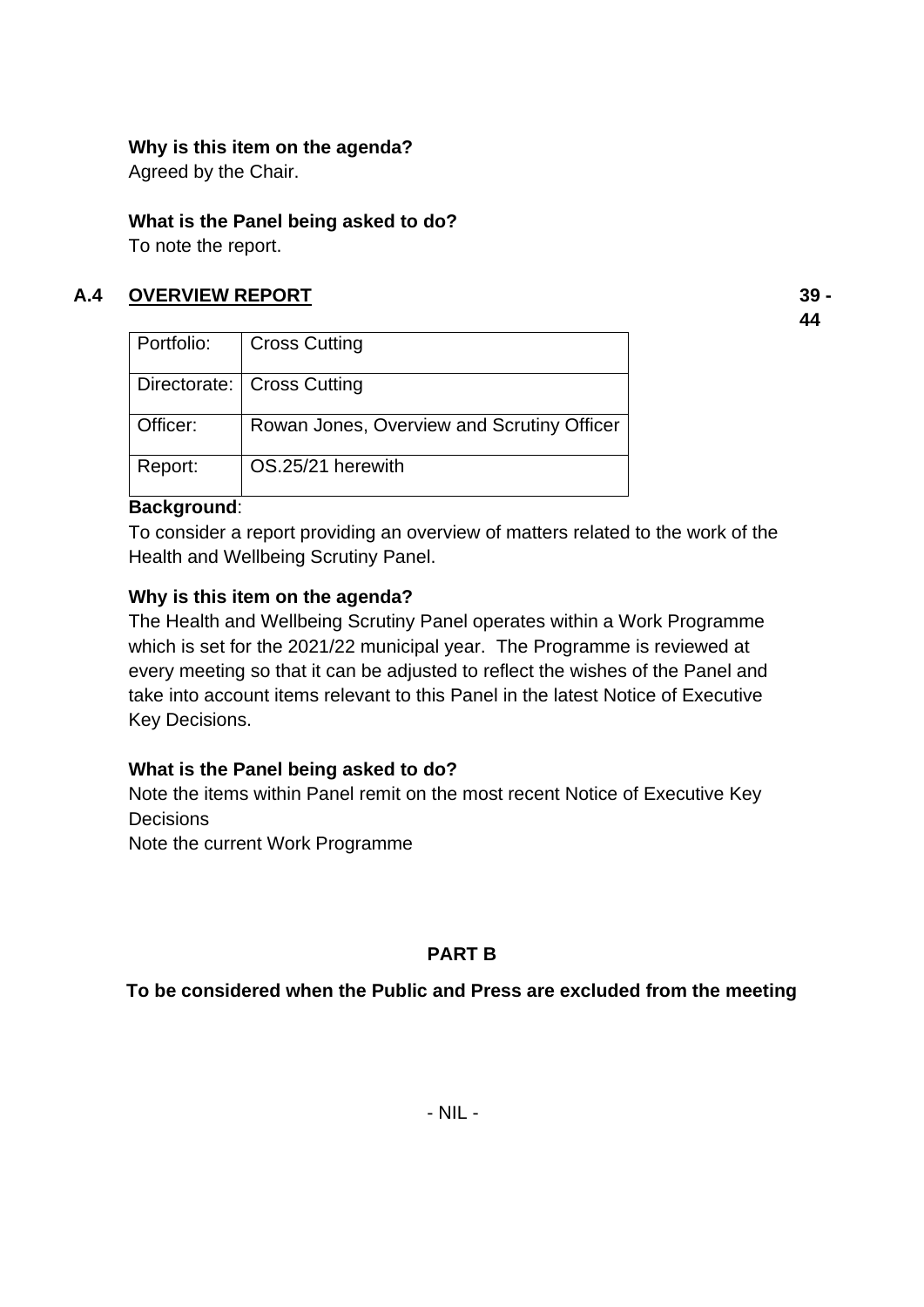**Why is this item on the agenda?**
Agreed by the Chair.

**What is the Panel being asked to do?**
To note the report.

## A.4 OVERVIEW REPORT — 39 - 44

| Portfolio: | Cross Cutting |
|---|---|
| Directorate: | Cross Cutting |
| Officer: | Rowan Jones, Overview and Scrutiny Officer |
| Report: | OS.25/21 herewith |

**Background**:
To consider a report providing an overview of matters related to the work of the Health and Wellbeing Scrutiny Panel.

**Why is this item on the agenda?**
The Health and Wellbeing Scrutiny Panel operates within a Work Programme which is set for the 2021/22 municipal year. The Programme is reviewed at every meeting so that it can be adjusted to reflect the wishes of the Panel and take into account items relevant to this Panel in the latest Notice of Executive Key Decisions.

**What is the Panel being asked to do?**
Note the items within Panel remit on the most recent Notice of Executive Key Decisions
Note the current Work Programme

## PART B

**To be considered when the Public and Press are excluded from the meeting**

- NIL -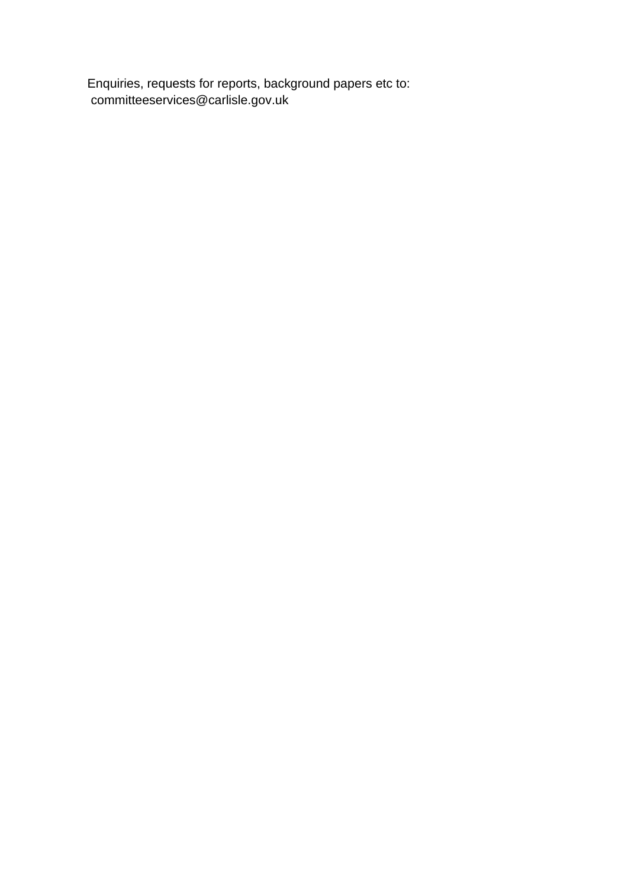Enquiries, requests for reports, background papers etc to:
committeeservices@carlisle.gov.uk